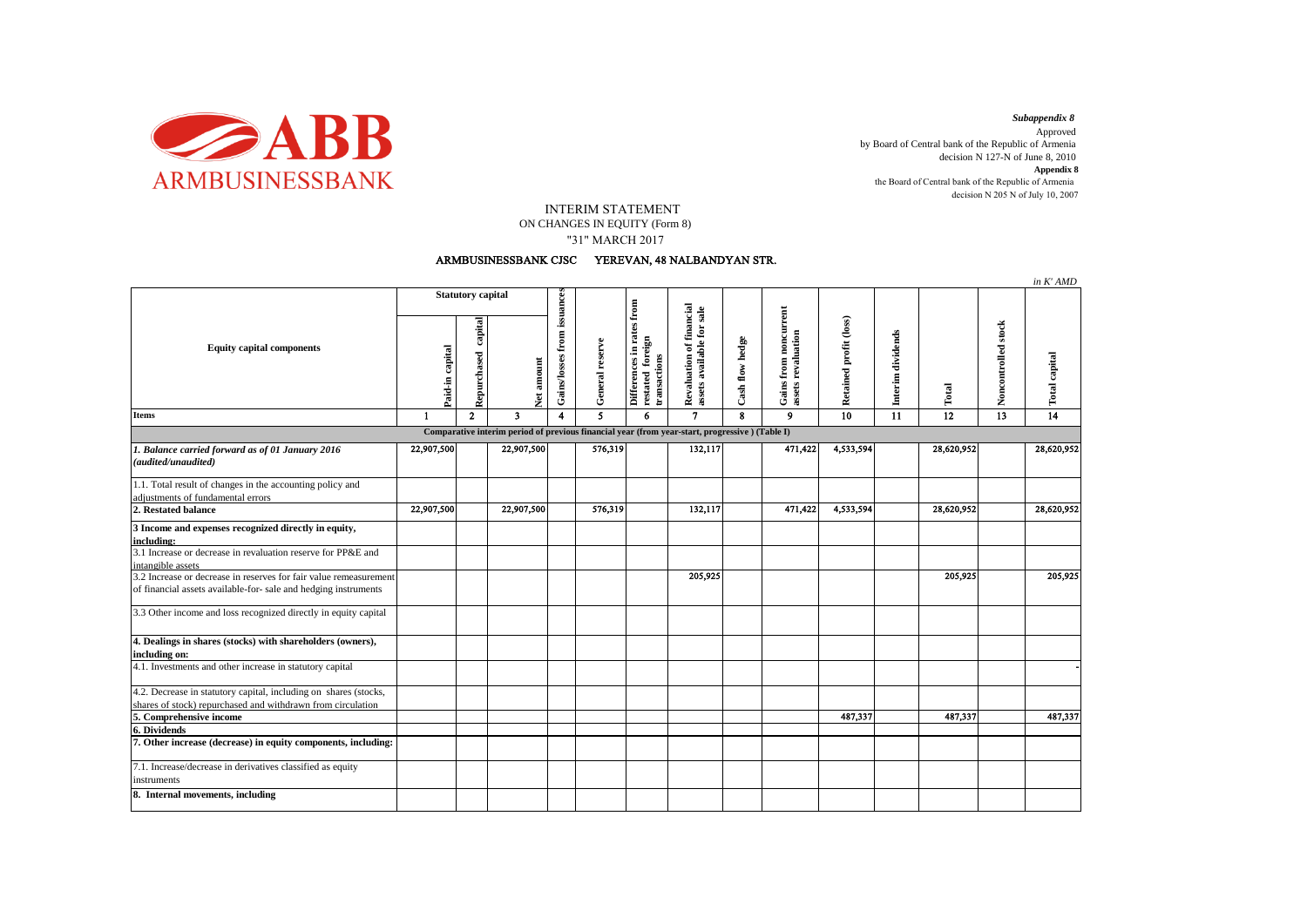ARMBUSINESSBANK

*Subappendix 8*
Approved
by Board of Central bank of the Republic of Armenia
decision N 127-N of June 8, 2010
**Appendix 8**
the Board of Central bank of the Republic of Armenia
decision N 205 N of July 10, 2007

# INTERIM STATEMENT
## ON CHANGES IN EQUITY (Form 8)
## "31" MARCH 2017

**ARMBUSINESSBANK CJSC YEREVAN, 48 NALBANDYAN STR.**

*in K' AMD*

| Equity capital components | Statutory capital | | | Gains/losses from issuances | General reserve | Differences in rates from restated foreign transactions | Revaluation of financial assets available for sale | Cash flow hedge | Gains from noncurrent assets revaluation | Retained profit (loss) | Interim dividends | Total | Noncontrolled stock | Total capital |
|---|---|---|---|---|---|---|---|---|---|---|---|---|---|---|
| | Paid-in capital | Repurchased capital | Net amount | | | | | | | | | | | |
| **Items** | 1 | 2 | 3 | 4 | 5 | 6 | 7 | 8 | 9 | 10 | 11 | 12 | 13 | 14 |
| **Comparative interim period of previous financial year (from year-start, progressive ) (Table I)** | | | | | | | | | | | | | | |
| ***1. Balance carried forward as of 01 January 2016 (audited/unaudited)*** | 22,907,500 | | 22,907,500 | | 576,319 | | 132,117 | | 471,422 | 4,533,594 | | 28,620,952 | | 28,620,952 |
| 1.1. Total result of changes in the accounting policy and adjustments of fundamental errors | | | | | | | | | | | | | | |
| **2. Restated balance** | 22,907,500 | | 22,907,500 | | 576,319 | | 132,117 | | 471,422 | 4,533,594 | | 28,620,952 | | 28,620,952 |
| **3 Income and expenses recognized directly in equity, including:** | | | | | | | | | | | | | | |
| 3.1 Increase or decrease in revaluation reserve for PP&E and intangible assets | | | | | | | | | | | | | | |
| 3.2 Increase or decrease in reserves for fair value remeasurement of financial assets available-for- sale and hedging instruments | | | | | | | 205,925 | | | | | 205,925 | | 205,925 |
| 3.3 Other income and loss recognized directly in equity capital | | | | | | | | | | | | | | |
| **4. Dealings in shares (stocks) with shareholders (owners), including on:** | | | | | | | | | | | | | | |
| 4.1. Investments and other increase in statutory capital | | | | | | | | | | | | | | - |
| 4.2. Decrease in statutory capital, including on shares (stocks, shares of stock) repurchased and withdrawn from circulation | | | | | | | | | | | | | | |
| **5. Comprehensive income** | | | | | | | | | | 487,337 | | 487,337 | | 487,337 |
| **6. Dividends** | | | | | | | | | | | | | | |
| **7. Other increase (decrease) in equity components, including:** | | | | | | | | | | | | | | |
| 7.1. Increase/decrease in derivatives classified as equity instruments | | | | | | | | | | | | | | |
| **8. Internal movements, including** | | | | | | | | | | | | | | |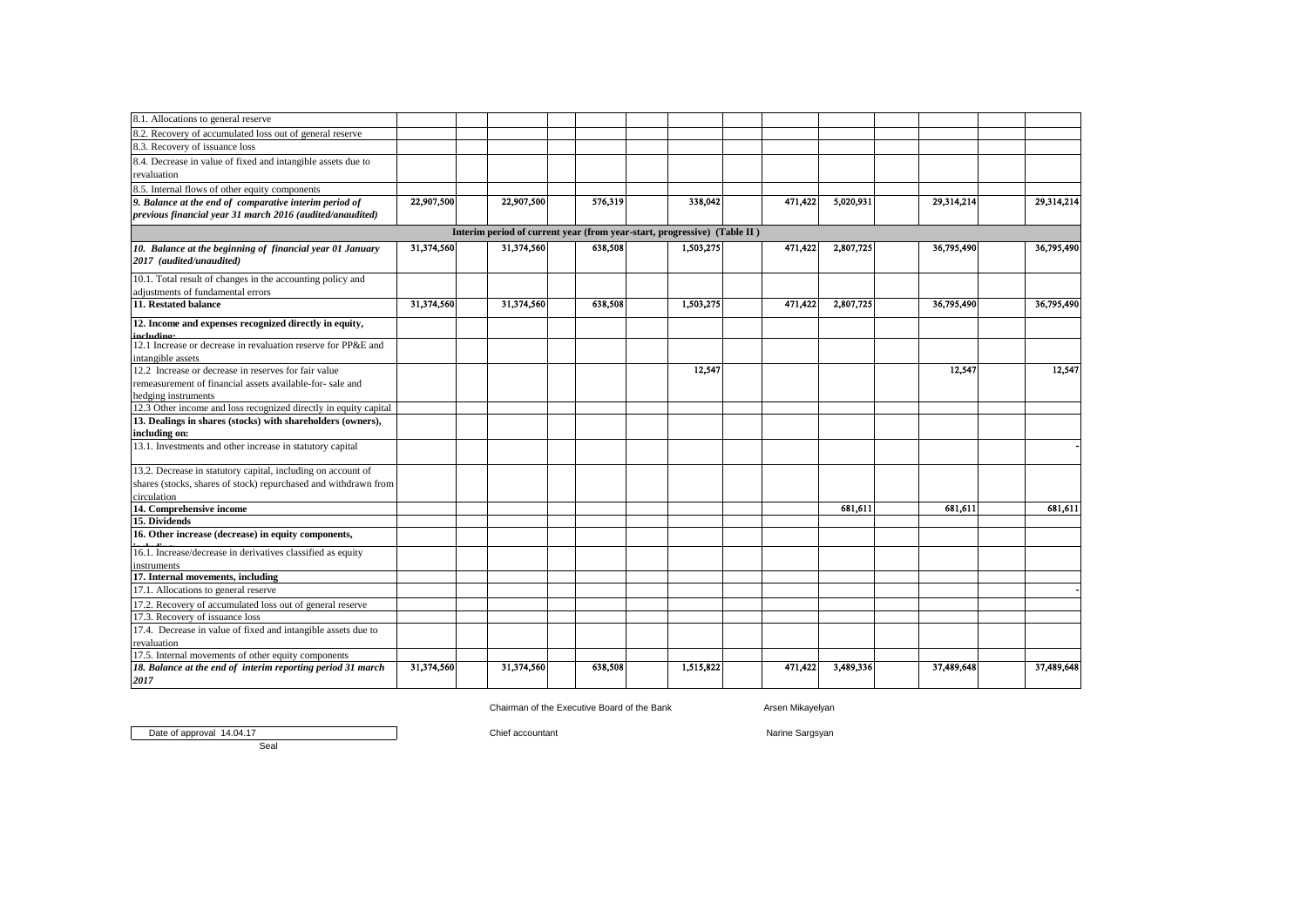| | | | | | | | | | | | | | | |
|---|---|---|---|---|---|---|---|---|---|---|---|---|---|---|
| 8.1. Allocations to general reserve | | | | | | | | | | | | | | |
| 8.2. Recovery of accumulated loss out of general reserve | | | | | | | | | | | | | | |
| 8.3. Recovery of issuance loss | | | | | | | | | | | | | | |
| 8.4. Decrease in value of fixed and intangible assets due to revaluation | | | | | | | | | | | | | | |
| 8.5. Internal flows of other equity components | | | | | | | | | | | | | | |
| ***9. Balance at the end of comparative interim period of previous financial year 31 march 2016 (audited/anaudited)*** | 22,907,500 | | 22,907,500 | | 576,319 | | 338,042 | | 471,422 | 5,020,931 | | 29,314,214 | | 29,314,214 |
| **Interim period of current year (from year-start, progressive) (Table II )** | | | | | | | | | | | | | | |
| ***10. Balance at the beginning of financial year 01 January 2017 (audited/unaudited)*** | 31,374,560 | | 31,374,560 | | 638,508 | | 1,503,275 | | 471,422 | 2,807,725 | | 36,795,490 | | 36,795,490 |
| 10.1. Total result of changes in the accounting policy and adjustments of fundamental errors | | | | | | | | | | | | | | |
| **11. Restated balance** | 31,374,560 | | 31,374,560 | | 638,508 | | 1,503,275 | | 471,422 | 2,807,725 | | 36,795,490 | | 36,795,490 |
| **12. Income and expenses recognized directly in equity, including:** | | | | | | | | | | | | | | |
| 12.1 Increase or decrease in revaluation reserve for PP&E and intangible assets | | | | | | | | | | | | | | |
| 12.2 Increase or decrease in reserves for fair value remeasurement of financial assets available-for- sale and hedging instruments | | | | | | | 12,547 | | | | | 12,547 | | 12,547 |
| 12.3 Other income and loss recognized directly in equity capital | | | | | | | | | | | | | | |
| **13. Dealings in shares (stocks) with shareholders (owners), including on:** | | | | | | | | | | | | | | |
| 13.1. Investments and other increase in statutory capital | | | | | | | | | | | | | | - |
| 13.2. Decrease in statutory capital, including on account of shares (stocks, shares of stock) repurchased and withdrawn from circulation | | | | | | | | | | | | | | |
| **14. Comprehensive income** | | | | | | | | | | 681,611 | | 681,611 | | 681,611 |
| **15. Dividends** | | | | | | | | | | | | | | |
| **16. Other increase (decrease) in equity components, including:** | | | | | | | | | | | | | | |
| 16.1. Increase/decrease in derivatives classified as equity instruments | | | | | | | | | | | | | | |
| **17. Internal movements, including** | | | | | | | | | | | | | | |
| 17.1. Allocations to general reserve | | | | | | | | | | | | | | - |
| 17.2. Recovery of accumulated loss out of general reserve | | | | | | | | | | | | | | |
| 17.3. Recovery of issuance loss | | | | | | | | | | | | | | |
| 17.4. Decrease in value of fixed and intangible assets due to revaluation | | | | | | | | | | | | | | |
| 17.5. Internal movements of other equity components | | | | | | | | | | | | | | |
| ***18. Balance at the end of interim reporting period 31 march 2017*** | 31,374,560 | | 31,374,560 | | 638,508 | | 1,515,822 | | 471,422 | 3,489,336 | | 37,489,648 | | 37,489,648 |

Chairman of the Executive Board of the Bank Arsen Mikayelyan

Date of approval 14.04.17

Chief accountant Narine Sargsyan

Seal